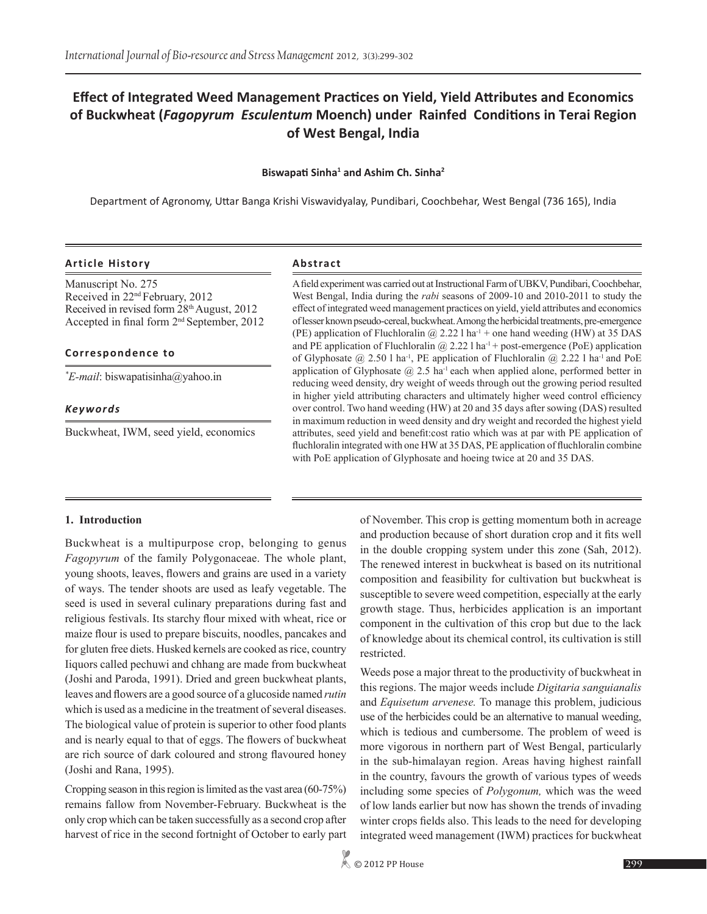# Effect of Integrated Weed Management Practices on Yield, Yield Attributes and Economics of Buckwheat (*Fagopyrum Esculentum* Moench) under Rainfed Conditions in Terai Region of West Bengal, India

**Biswapati Sinha[1] and Ashim Ch. Sinha[2]**

Department of Agronomy, Uttar Banga Krishi Viswavidyalay, Pundibari, Coochbehar, West Bengal (736 165), India

**Article History**

Manuscript No. 275
Received in 22[nd] February, 2012
Received in revised form 28[th] August, 2012
Accepted in final form 2[nd] September, 2012

**Correspondence to**

[*]*E-mail*: biswapatisinha@yahoo.in

***Keywords***

Buckwheat, IWM, seed yield, economics

**Abstract**

A field experiment was carried out at Instructional Farm of UBKV, Pundibari, Coochbehar, West Bengal, India during the *rabi* seasons of 2009-10 and 2010-2011 to study the effect of integrated weed management practices on yield, yield attributes and economics of lesser known pseudo-cereal, buckwheat. Among the herbicidal treatments, pre-emergence (PE) application of Fluchloralin @ 2.22 l ha$^{-1}$ + one hand weeding (HW) at 35 DAS and PE application of Fluchloralin @ 2.22 l ha$^{-1}$ + post-emergence (PoE) application of Glyphosate @ 2.50 l ha$^{-1}$, PE application of Fluchloralin @ 2.22 l ha$^{-1}$ and PoE application of Glyphosate @ 2.5 ha$^{-1}$ each when applied alone, performed better in reducing weed density, dry weight of weeds through out the growing period resulted in higher yield attributing characters and ultimately higher weed control efficiency over control. Two hand weeding (HW) at 20 and 35 days after sowing (DAS) resulted in maximum reduction in weed density and dry weight and recorded the highest yield attributes, seed yield and benefit:cost ratio which was at par with PE application of fluchloralin integrated with one HW at 35 DAS, PE application of fluchloralin combine with PoE application of Glyphosate and hoeing twice at 20 and 35 DAS.

## 1. Introduction

Buckwheat is a multipurpose crop, belonging to genus *Fagopyrum* of the family Polygonaceae. The whole plant, young shoots, leaves, flowers and grains are used in a variety of ways. The tender shoots are used as leafy vegetable. The seed is used in several culinary preparations during fast and religious festivals. Its starchy flour mixed with wheat, rice or maize flour is used to prepare biscuits, noodles, pancakes and for gluten free diets. Husked kernels are cooked as rice, country Iiquors called pechuwi and chhang are made from buckwheat (Joshi and Paroda, 1991). Dried and green buckwheat plants, leaves and flowers are a good source of a glucoside named *rutin* which is used as a medicine in the treatment of several diseases. The biological value of protein is superior to other food plants and is nearly equal to that of eggs. The flowers of buckwheat are rich source of dark coloured and strong flavoured honey (Joshi and Rana, 1995).

Cropping season in this region is limited as the vast area (60-75%) remains fallow from November-February. Buckwheat is the only crop which can be taken successfully as a second crop after harvest of rice in the second fortnight of October to early part of November. This crop is getting momentum both in acreage and production because of short duration crop and it fits well in the double cropping system under this zone (Sah, 2012). The renewed interest in buckwheat is based on its nutritional composition and feasibility for cultivation but buckwheat is susceptible to severe weed competition, especially at the early growth stage. Thus, herbicides application is an important component in the cultivation of this crop but due to the lack of knowledge about its chemical control, its cultivation is still restricted.

Weeds pose a major threat to the productivity of buckwheat in this regions. The major weeds include *Digitaria sanguianalis* and *Equisetum arvenese.* To manage this problem, judicious use of the herbicides could be an alternative to manual weeding, which is tedious and cumbersome. The problem of weed is more vigorous in northern part of West Bengal, particularly in the sub-himalayan region. Areas having highest rainfall in the country, favours the growth of various types of weeds including some species of *Polygonum,* which was the weed of low lands earlier but now has shown the trends of invading winter crops fields also. This leads to the need for developing integrated weed management (IWM) practices for buckwheat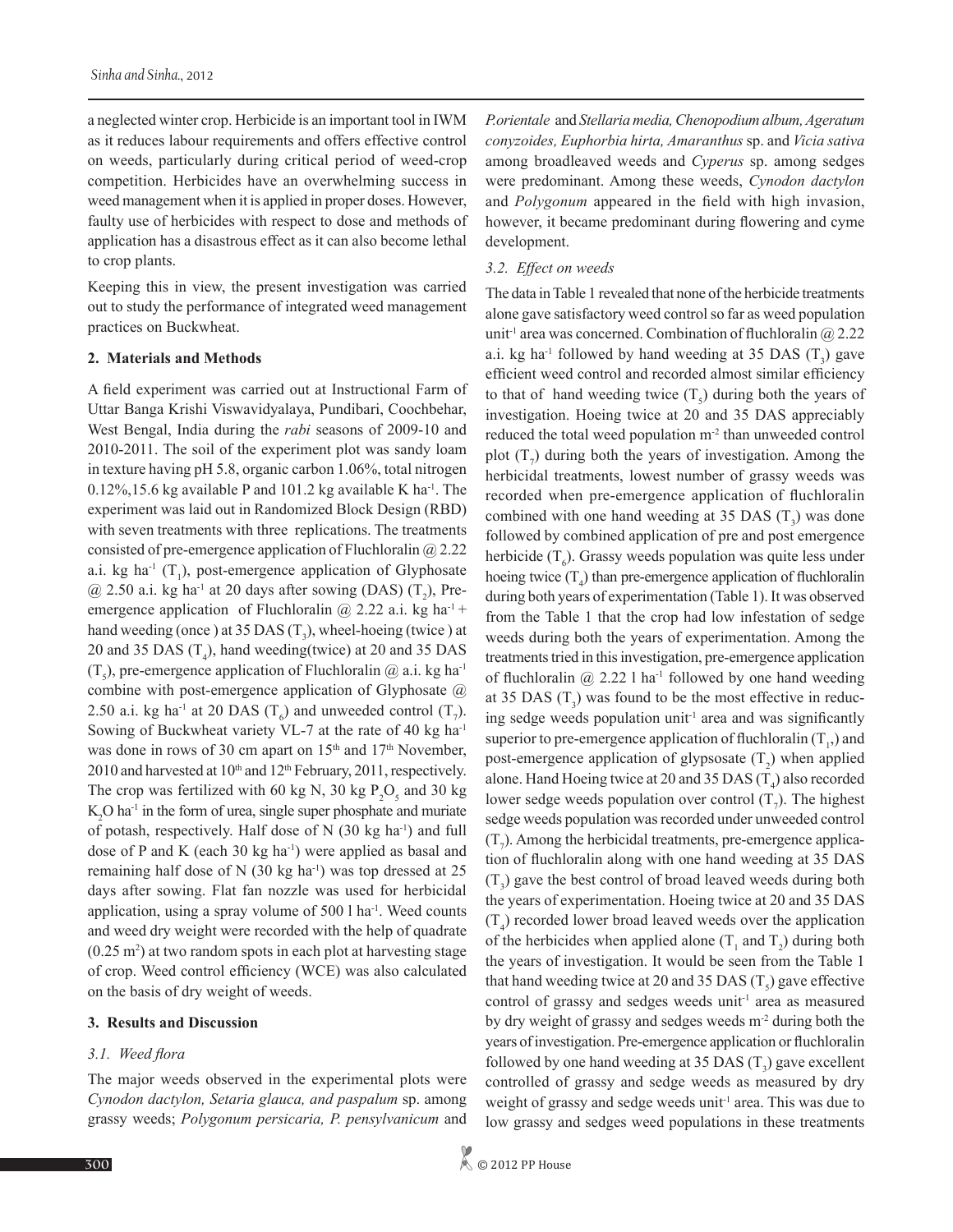a neglected winter crop. Herbicide is an important tool in IWM as it reduces labour requirements and offers effective control on weeds, particularly during critical period of weed-crop competition. Herbicides have an overwhelming success in weed management when it is applied in proper doses. However, faulty use of herbicides with respect to dose and methods of application has a disastrous effect as it can also become lethal to crop plants.

Keeping this in view, the present investigation was carried out to study the performance of integrated weed management practices on Buckwheat.

## 2. Materials and Methods

A field experiment was carried out at Instructional Farm of Uttar Banga Krishi Viswavidyalaya, Pundibari, Coochbehar, West Bengal, India during the *rabi* seasons of 2009-10 and 2010-2011. The soil of the experiment plot was sandy loam in texture having pH 5.8, organic carbon 1.06%, total nitrogen 0.12%,15.6 kg available P and 101.2 kg available K ha$^{-1}$. The experiment was laid out in Randomized Block Design (RBD) with seven treatments with three replications. The treatments consisted of pre-emergence application of Fluchloralin @ 2.22 a.i. kg ha$^{-1}$ ($T_1$), post-emergence application of Glyphosate @ 2.50 a.i. kg ha$^{-1}$ at 20 days after sowing (DAS) ($T_2$), Pre-emergence application of Fluchloralin @ 2.22 a.i. kg ha$^{-1}$ + hand weeding (once ) at 35 DAS ($T_3$), wheel-hoeing (twice ) at 20 and 35 DAS ($T_4$), hand weeding(twice) at 20 and 35 DAS ($T_5$), pre-emergence application of Fluchloralin @ a.i. kg ha$^{-1}$ combine with post-emergence application of Glyphosate @ 2.50 a.i. kg ha$^{-1}$ at 20 DAS ($T_6$) and unweeded control ($T_7$). Sowing of Buckwheat variety VL-7 at the rate of 40 kg ha$^{-1}$ was done in rows of 30 cm apart on 15$^{th}$ and 17$^{th}$ November, 2010 and harvested at 10$^{th}$ and 12$^{th}$ February, 2011, respectively. The crop was fertilized with 60 kg N, 30 kg $P_2O_5$ and 30 kg $K_2O$ ha$^{-1}$ in the form of urea, single super phosphate and muriate of potash, respectively. Half dose of N (30 kg ha$^{-1}$) and full dose of P and K (each 30 kg ha$^{-1}$) were applied as basal and remaining half dose of N (30 kg ha$^{-1}$) was top dressed at 25 days after sowing. Flat fan nozzle was used for herbicidal application, using a spray volume of 500 l ha$^{-1}$. Weed counts and weed dry weight were recorded with the help of quadrate (0.25 m$^2$) at two random spots in each plot at harvesting stage of crop. Weed control efficiency (WCE) was also calculated on the basis of dry weight of weeds.

## 3. Results and Discussion

### 3.1. Weed flora

The major weeds observed in the experimental plots were *Cynodon dactylon, Setaria glauca, and paspalum* sp. among grassy weeds; *Polygonum persicaria, P. pensylvanicum* and *P.orientale* and *Stellaria media, Chenopodium album, Ageratum conyzoides, Euphorbia hirta, Amaranthus* sp. and *Vicia sativa* among broadleaved weeds and *Cyperus* sp. among sedges were predominant. Among these weeds, *Cynodon dactylon* and *Polygonum* appeared in the field with high invasion, however, it became predominant during flowering and cyme development.

### 3.2. Effect on weeds

The data in Table 1 revealed that none of the herbicide treatments alone gave satisfactory weed control so far as weed population unit$^{-1}$ area was concerned. Combination of fluchloralin @ 2.22 a.i. kg ha$^{-1}$ followed by hand weeding at 35 DAS ($T_3$) gave efficient weed control and recorded almost similar efficiency to that of hand weeding twice ($T_5$) during both the years of investigation. Hoeing twice at 20 and 35 DAS appreciably reduced the total weed population m$^{-2}$ than unweeded control plot ($T_7$) during both the years of investigation. Among the herbicidal treatments, lowest number of grassy weeds was recorded when pre-emergence application of fluchloralin combined with one hand weeding at 35 DAS ($T_3$) was done followed by combined application of pre and post emergence herbicide ($T_6$). Grassy weeds population was quite less under hoeing twice ($T_4$) than pre-emergence application of fluchloralin during both years of experimentation (Table 1). It was observed from the Table 1 that the crop had low infestation of sedge weeds during both the years of experimentation. Among the treatments tried in this investigation, pre-emergence application of fluchloralin @ 2.22 l ha$^{-1}$ followed by one hand weeding at 35 DAS ($T_3$) was found to be the most effective in reducing sedge weeds population unit$^{-1}$ area and was significantly superior to pre-emergence application of fluchloralin ($T_1$,) and post-emergence application of glypsosate ($T_2$) when applied alone. Hand Hoeing twice at 20 and 35 DAS ($T_4$) also recorded lower sedge weeds population over control ($T_7$). The highest sedge weeds population was recorded under unweeded control ($T_7$). Among the herbicidal treatments, pre-emergence application of fluchloralin along with one hand weeding at 35 DAS ($T_3$) gave the best control of broad leaved weeds during both the years of experimentation. Hoeing twice at 20 and 35 DAS ($T_4$) recorded lower broad leaved weeds over the application of the herbicides when applied alone ($T_1$ and $T_2$) during both the years of investigation. It would be seen from the Table 1 that hand weeding twice at 20 and 35 DAS ($T_5$) gave effective control of grassy and sedges weeds unit$^{-1}$ area as measured by dry weight of grassy and sedges weeds m$^{-2}$ during both the years of investigation. Pre-emergence application or fluchloralin followed by one hand weeding at 35 DAS ($T_3$) gave excellent controlled of grassy and sedge weeds as measured by dry weight of grassy and sedge weeds unit$^{-1}$ area. This was due to low grassy and sedges weed populations in these treatments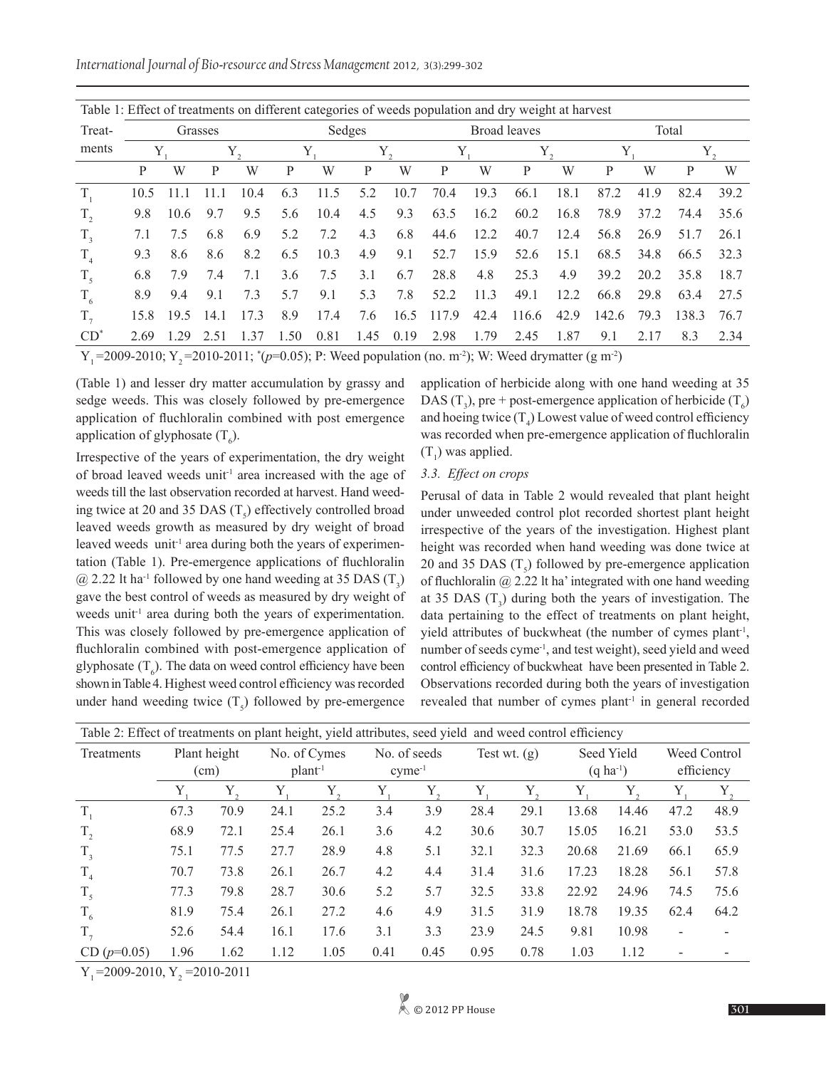Table 1: Effect of treatments on different categories of weeds population and dry weight at harvest

| Treatments | Grasses | | | | Sedges | | | | Broad leaves | | | | Total | | | |
|---|---|---|---|---|---|---|---|---|---|---|---|---|---|---|---|---|
| | $Y_1$ | | $Y_2$ | | $Y_1$ | | $Y_2$ | | $Y_1$ | | $Y_2$ | | $Y_1$ | | $Y_2$ | |
| | P | W | P | W | P | W | P | W | P | W | P | W | P | W | P | W |
| $T_1$ | 10.5 | 11.1 | 11.1 | 10.4 | 6.3 | 11.5 | 5.2 | 10.7 | 70.4 | 19.3 | 66.1 | 18.1 | 87.2 | 41.9 | 82.4 | 39.2 |
| $T_2$ | 9.8 | 10.6 | 9.7 | 9.5 | 5.6 | 10.4 | 4.5 | 9.3 | 63.5 | 16.2 | 60.2 | 16.8 | 78.9 | 37.2 | 74.4 | 35.6 |
| $T_3$ | 7.1 | 7.5 | 6.8 | 6.9 | 5.2 | 7.2 | 4.3 | 6.8 | 44.6 | 12.2 | 40.7 | 12.4 | 56.8 | 26.9 | 51.7 | 26.1 |
| $T_4$ | 9.3 | 8.6 | 8.6 | 8.2 | 6.5 | 10.3 | 4.9 | 9.1 | 52.7 | 15.9 | 52.6 | 15.1 | 68.5 | 34.8 | 66.5 | 32.3 |
| $T_5$ | 6.8 | 7.9 | 7.4 | 7.1 | 3.6 | 7.5 | 3.1 | 6.7 | 28.8 | 4.8 | 25.3 | 4.9 | 39.2 | 20.2 | 35.8 | 18.7 |
| $T_6$ | 8.9 | 9.4 | 9.1 | 7.3 | 5.7 | 9.1 | 5.3 | 7.8 | 52.2 | 11.3 | 49.1 | 12.2 | 66.8 | 29.8 | 63.4 | 27.5 |
| $T_7$ | 15.8 | 19.5 | 14.1 | 17.3 | 8.9 | 17.4 | 7.6 | 16.5 | 117.9 | 42.4 | 116.6 | 42.9 | 142.6 | 79.3 | 138.3 | 76.7 |
| CD* | 2.69 | 1.29 | 2.51 | 1.37 | 1.50 | 0.81 | 1.45 | 0.19 | 2.98 | 1.79 | 2.45 | 1.87 | 9.1 | 2.17 | 8.3 | 2.34 |

$Y_1$=2009-2010; $Y_2$=2010-2011; *($p$=0.05); P: Weed population (no. m$^{-2}$); W: Weed drymatter (g m$^{-2}$)

(Table 1) and lesser dry matter accumulation by grassy and sedge weeds. This was closely followed by pre-emergence application of fluchloralin combined with post emergence application of glyphosate ($T_6$).

Irrespective of the years of experimentation, the dry weight of broad leaved weeds unit$^{-1}$ area increased with the age of weeds till the last observation recorded at harvest. Hand weeding twice at 20 and 35 DAS ($T_5$) effectively controlled broad leaved weeds growth as measured by dry weight of broad leaved weeds unit$^{-1}$ area during both the years of experimentation (Table 1). Pre-emergence applications of fluchloralin @ 2.22 lt ha$^{-1}$ followed by one hand weeding at 35 DAS ($T_3$) gave the best control of weeds as measured by dry weight of weeds unit$^{-1}$ area during both the years of experimentation. This was closely followed by pre-emergence application of fluchloralin combined with post-emergence application of glyphosate ($T_6$). The data on weed control efficiency have been shown in Table 4. Highest weed control efficiency was recorded under hand weeding twice ($T_5$) followed by pre-emergence application of herbicide along with one hand weeding at 35 DAS ($T_3$), pre + post-emergence application of herbicide ($T_6$) and hoeing twice ($T_4$) Lowest value of weed control efficiency was recorded when pre-emergence application of fluchloralin ($T_1$) was applied.

### 3.3. *Effect on crops*

Perusal of data in Table 2 would revealed that plant height under unweeded control plot recorded shortest plant height irrespective of the years of the investigation. Highest plant height was recorded when hand weeding was done twice at 20 and 35 DAS ($T_5$) followed by pre-emergence application of fluchloralin @ 2.22 lt ha' integrated with one hand weeding at 35 DAS ($T_3$) during both the years of investigation. The data pertaining to the effect of treatments on plant height, yield attributes of buckwheat (the number of cymes plant$^{-1}$, number of seeds cyme$^{-1}$, and test weight), seed yield and weed control efficiency of buckwheat have been presented in Table 2. Observations recorded during both the years of investigation revealed that number of cymes plant$^{-1}$ in general recorded

Table 2: Effect of treatments on plant height, yield attributes, seed yield and weed control efficiency

| Treatments | Plant height (cm) | | No. of Cymes plant$^{-1}$ | | No. of seeds cyme$^{-1}$ | | Test wt. (g) | | Seed Yield (q ha$^{-1}$) | | Weed Control efficiency | |
|---|---|---|---|---|---|---|---|---|---|---|---|---|
| | $Y_1$ | $Y_2$ | $Y_1$ | $Y_2$ | $Y_1$ | $Y_2$ | $Y_1$ | $Y_2$ | $Y_1$ | $Y_2$ | $Y_1$ | $Y_2$ |
| $T_1$ | 67.3 | 70.9 | 24.1 | 25.2 | 3.4 | 3.9 | 28.4 | 29.1 | 13.68 | 14.46 | 47.2 | 48.9 |
| $T_2$ | 68.9 | 72.1 | 25.4 | 26.1 | 3.6 | 4.2 | 30.6 | 30.7 | 15.05 | 16.21 | 53.0 | 53.5 |
| $T_3$ | 75.1 | 77.5 | 27.7 | 28.9 | 4.8 | 5.1 | 32.1 | 32.3 | 20.68 | 21.69 | 66.1 | 65.9 |
| $T_4$ | 70.7 | 73.8 | 26.1 | 26.7 | 4.2 | 4.4 | 31.4 | 31.6 | 17.23 | 18.28 | 56.1 | 57.8 |
| $T_5$ | 77.3 | 79.8 | 28.7 | 30.6 | 5.2 | 5.7 | 32.5 | 33.8 | 22.92 | 24.96 | 74.5 | 75.6 |
| $T_6$ | 81.9 | 75.4 | 26.1 | 27.2 | 4.6 | 4.9 | 31.5 | 31.9 | 18.78 | 19.35 | 62.4 | 64.2 |
| $T_7$ | 52.6 | 54.4 | 16.1 | 17.6 | 3.1 | 3.3 | 23.9 | 24.5 | 9.81 | 10.98 | - | - |
| CD ($p$=0.05) | 1.96 | 1.62 | 1.12 | 1.05 | 0.41 | 0.45 | 0.95 | 0.78 | 1.03 | 1.12 | - | - |

$Y_1$=2009-2010, $Y_2$=2010-2011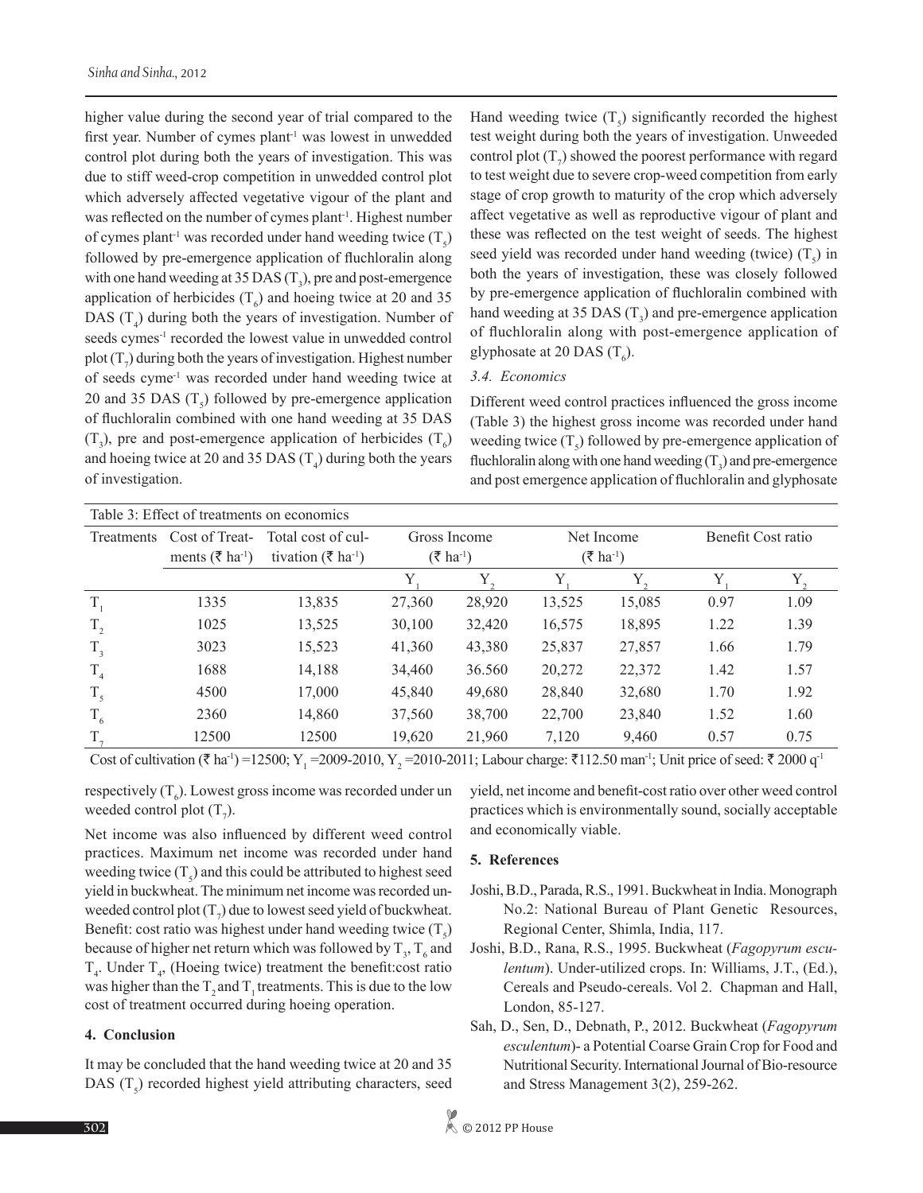higher value during the second year of trial compared to the first year. Number of cymes plant$^{-1}$ was lowest in unwedded control plot during both the years of investigation. This was due to stiff weed-crop competition in unwedded control plot which adversely affected vegetative vigour of the plant and was reflected on the number of cymes plant$^{-1}$. Highest number of cymes plant$^{-1}$ was recorded under hand weeding twice ($T_5$) followed by pre-emergence application of fluchloralin along with one hand weeding at 35 DAS ($T_3$), pre and post-emergence application of herbicides ($T_6$) and hoeing twice at 20 and 35 DAS ($T_4$) during both the years of investigation. Number of seeds cymes$^{-1}$ recorded the lowest value in unwedded control plot ($T_7$) during both the years of investigation. Highest number of seeds cyme$^{-1}$ was recorded under hand weeding twice at 20 and 35 DAS ($T_5$) followed by pre-emergence application of fluchloralin combined with one hand weeding at 35 DAS ($T_3$), pre and post-emergence application of herbicides ($T_6$) and hoeing twice at 20 and 35 DAS ($T_4$) during both the years of investigation.

Hand weeding twice ($T_5$) significantly recorded the highest test weight during both the years of investigation. Unweeded control plot ($T_7$) showed the poorest performance with regard to test weight due to severe crop-weed competition from early stage of crop growth to maturity of the crop which adversely affect vegetative as well as reproductive vigour of plant and these was reflected on the test weight of seeds. The highest seed yield was recorded under hand weeding (twice) ($T_5$) in both the years of investigation, these was closely followed by pre-emergence application of fluchloralin combined with hand weeding at 35 DAS ($T_3$) and pre-emergence application of fluchloralin along with post-emergence application of glyphosate at 20 DAS ($T_6$).

### *3.4. Economics*

Different weed control practices influenced the gross income (Table 3) the highest gross income was recorded under hand weeding twice ($T_5$) followed by pre-emergence application of fluchloralin along with one hand weeding ($T_3$) and pre-emergence and post emergence application of fluchloralin and glyphosate respectively ($T_6$). Lowest gross income was recorded under un weeded control plot ($T_7$).

Table 3: Effect of treatments on economics

| Treatments | Cost of Treatments (₹ ha$^{-1}$) | Total cost of cultivation (₹ ha$^{-1}$) | Gross Income (₹ ha$^{-1}$) | | Net Income (₹ ha$^{-1}$) | | Benefit Cost ratio | |
|---|---|---|---|---|---|---|---|---|
| | | | $Y_1$ | $Y_2$ | $Y_1$ | $Y_2$ | $Y_1$ | $Y_2$ |
| $T_1$ | 1335 | 13,835 | 27,360 | 28,920 | 13,525 | 15,085 | 0.97 | 1.09 |
| $T_2$ | 1025 | 13,525 | 30,100 | 32,420 | 16,575 | 18,895 | 1.22 | 1.39 |
| $T_3$ | 3023 | 15,523 | 41,360 | 43,380 | 25,837 | 27,857 | 1.66 | 1.79 |
| $T_4$ | 1688 | 14,188 | 34,460 | 36.560 | 20,272 | 22,372 | 1.42 | 1.57 |
| $T_5$ | 4500 | 17,000 | 45,840 | 49,680 | 28,840 | 32,680 | 1.70 | 1.92 |
| $T_6$ | 2360 | 14,860 | 37,560 | 38,700 | 22,700 | 23,840 | 1.52 | 1.60 |
| $T_7$ | 12500 | 12500 | 19,620 | 21,960 | 7,120 | 9,460 | 0.57 | 0.75 |

Cost of cultivation (₹ ha$^{-1}$) =12500; $Y_1$ =2009-2010, $Y_2$ =2010-2011; Labour charge: ₹112.50 man$^{-1}$; Unit price of seed: ₹ 2000 q$^{-1}$

Net income was also influenced by different weed control practices. Maximum net income was recorded under hand weeding twice ($T_5$) and this could be attributed to highest seed yield in buckwheat. The minimum net income was recorded unweeded control plot ($T_7$) due to lowest seed yield of buckwheat. Benefit: cost ratio was highest under hand weeding twice ($T_5$) because of higher net return which was followed by $T_3$, $T_6$ and $T_4$. Under $T_4$, (Hoeing twice) treatment the benefit:cost ratio was higher than the $T_2$ and $T_1$ treatments. This is due to the low cost of treatment occurred during hoeing operation.

## 4. Conclusion

It may be concluded that the hand weeding twice at 20 and 35 DAS ($T_5$) recorded highest yield attributing characters, seed yield, net income and benefit-cost ratio over other weed control practices which is environmentally sound, socially acceptable and economically viable.

## 5. References

Joshi, B.D., Parada, R.S., 1991. Buckwheat in India. Monograph No.2: National Bureau of Plant Genetic Resources, Regional Center, Shimla, India, 117.

Joshi, B.D., Rana, R.S., 1995. Buckwheat (*Fagopyrum esculentum*). Under-utilized crops. In: Williams, J.T., (Ed.), Cereals and Pseudo-cereals. Vol 2. Chapman and Hall, London, 85-127.

Sah, D., Sen, D., Debnath, P., 2012. Buckwheat (*Fagopyrum esculentum*)- a Potential Coarse Grain Crop for Food and Nutritional Security. International Journal of Bio-resource and Stress Management 3(2), 259-262.